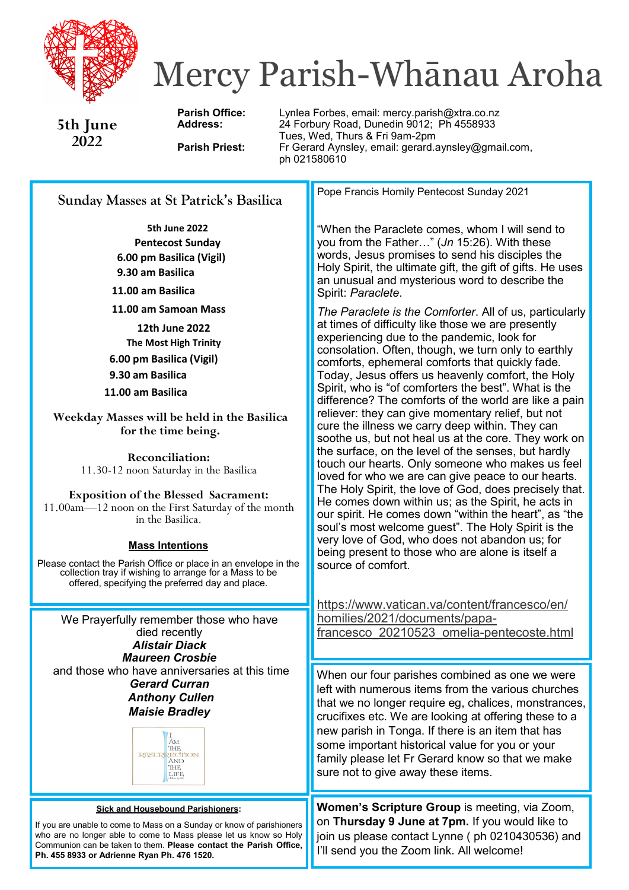# Mercy Parish-Whānau Aroha

**5th June 2022**

**Parish Office:** Lynlea Forbes, email: mercy.parish@xtra.co.nz
**Address:** 24 Forbury Road, Dunedin 9012; Ph 4558933
Tues, Wed, Thurs & Fri 9am-2pm
**Parish Priest:** Fr Gerard Aynsley, email: gerard.aynsley@gmail.com, ph 021580610

## Sunday Masses at St Patrick's Basilica

**5th June 2022**
**Pentecost Sunday**
**6.00 pm Basilica (Vigil)**
**9.30 am Basilica**
**11.00 am Basilica**
**11.00 am Samoan Mass**

**12th June 2022**
**The Most High Trinity**
**6.00 pm Basilica (Vigil)**
**9.30 am Basilica**
**11.00 am Basilica**

**Weekday Masses will be held in the Basilica for the time being.**

**Reconciliation:**
11.30-12 noon Saturday in the Basilica

**Exposition of the Blessed Sacrament:**
11.00am—12 noon on the First Saturday of the month in the Basilica.

**Mass Intentions**

Please contact the Parish Office or place in an envelope in the collection tray if wishing to arrange for a Mass to be offered, specifying the preferred day and place.

We Prayerfully remember those who have died recently
***Alistair Diack***
***Maureen Crosbie***
and those who have anniversaries at this time
***Gerard Curran***
***Anthony Cullen***
***Maisie Bradley***

**Sick and Housebound Parishioners:**

If you are unable to come to Mass on a Sunday or know of parishioners who are no longer able to come to Mass please let us know so Holy Communion can be taken to them. **Please contact the Parish Office, Ph. 455 8933 or Adrienne Ryan Ph. 476 1520.**

## Pope Francis Homily Pentecost Sunday 2021

"When the Paraclete comes, whom I will send to you from the Father…" (*Jn* 15:26). With these words, Jesus promises to send his disciples the Holy Spirit, the ultimate gift, the gift of gifts. He uses an unusual and mysterious word to describe the Spirit: *Paraclete*.

*The Paraclete is the Comforter*. All of us, particularly at times of difficulty like those we are presently experiencing due to the pandemic, look for consolation. Often, though, we turn only to earthly comforts, ephemeral comforts that quickly fade. Today, Jesus offers us heavenly comfort, the Holy Spirit, who is "of comforters the best". What is the difference? The comforts of the world are like a pain reliever: they can give momentary relief, but not cure the illness we carry deep within. They can soothe us, but not heal us at the core. They work on the surface, on the level of the senses, but hardly touch our hearts. Only someone who makes us feel loved for who we are can give peace to our hearts. The Holy Spirit, the love of God, does precisely that. He comes down within us; as the Spirit, he acts in our spirit. He comes down "within the heart", as "the soul's most welcome guest". The Holy Spirit is the very love of God, who does not abandon us; for being present to those who are alone is itself a source of comfort.

https://www.vatican.va/content/francesco/en/homilies/2021/documents/papa-francesco_20210523_omelia-pentecoste.html

When our four parishes combined as one we were left with numerous items from the various churches that we no longer require eg, chalices, monstrances, crucifixes etc. We are looking at offering these to a new parish in Tonga. If there is an item that has some important historical value for you or your family please let Fr Gerard know so that we make sure not to give away these items.

**Women's Scripture Group** is meeting, via Zoom, on **Thursday 9 June at 7pm.** If you would like to join us please contact Lynne ( ph 0210430536) and I'll send you the Zoom link. All welcome!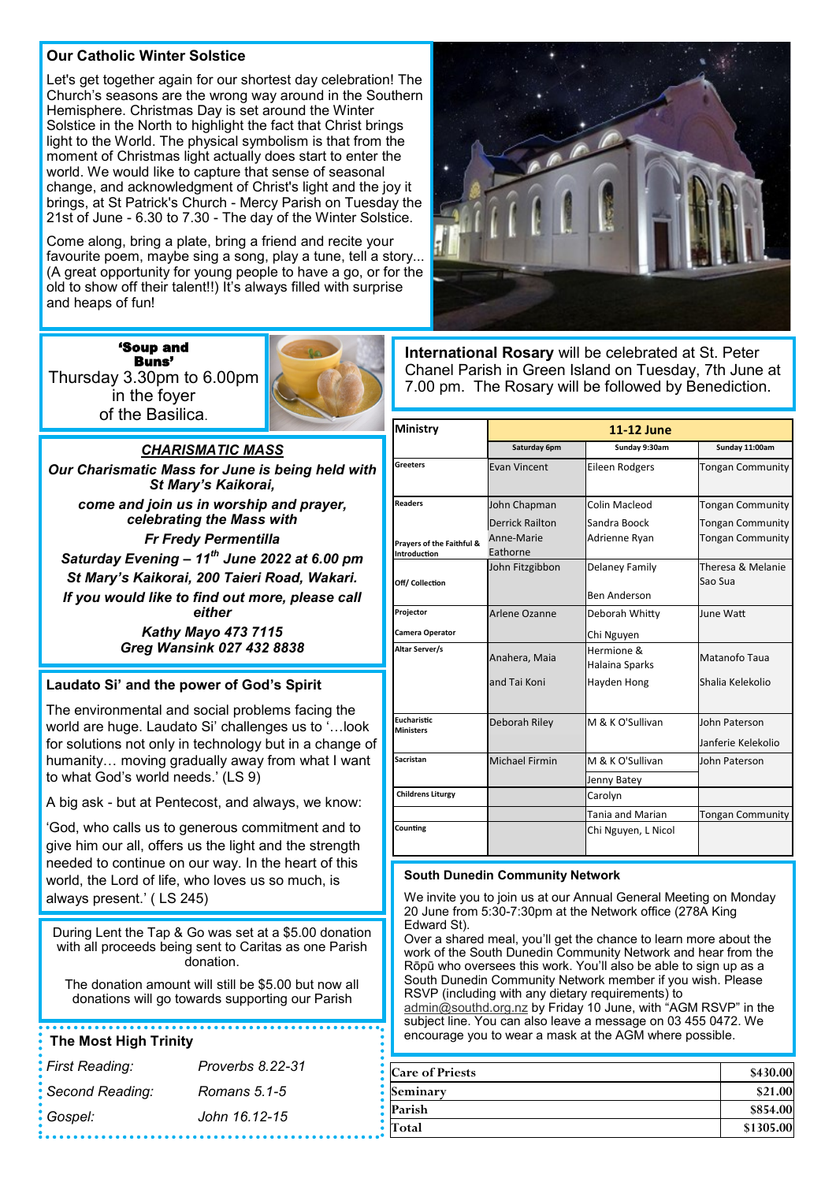## Our Catholic Winter Solstice

Let's get together again for our shortest day celebration! The Church's seasons are the wrong way around in the Southern Hemisphere. Christmas Day is set around the Winter Solstice in the North to highlight the fact that Christ brings light to the World. The physical symbolism is that from the moment of Christmas light actually does start to enter the world. We would like to capture that sense of seasonal change, and acknowledgment of Christ's light and the joy it brings, at St Patrick's Church - Mercy Parish on Tuesday the 21st of June - 6.30 to 7.30 - The day of the Winter Solstice.

Come along, bring a plate, bring a friend and recite your favourite poem, maybe sing a song, play a tune, tell a story... (A great opportunity for young people to have a go, or for the old to show off their talent!!) It's always filled with surprise and heaps of fun!

**'Soup and Buns'**

Thursday 3.30pm to 6.00pm in the foyer of the Basilica.

## *CHARISMATIC MASS*

***Our Charismatic Mass for June is being held with St Mary's Kaikorai,***

***come and join us in worship and prayer, celebrating the Mass with***

***Fr Fredy Permentilla***

***Saturday Evening – 11th June 2022 at 6.00 pm***

***St Mary's Kaikorai, 200 Taieri Road, Wakari.***

***If you would like to find out more, please call either***

***Kathy Mayo 473 7115***

***Greg Wansink 027 432 8838***

## Laudato Si' and the power of God's Spirit

The environmental and social problems facing the world are huge. Laudato Si' challenges us to '…look for solutions not only in technology but in a change of humanity… moving gradually away from what I want to what God's world needs.' (LS 9)

A big ask - but at Pentecost, and always, we know:

'God, who calls us to generous commitment and to give him our all, offers us the light and the strength needed to continue on our way. In the heart of this world, the Lord of life, who loves us so much, is always present.' ( LS 245)

During Lent the Tap & Go was set at a $5.00 donation with all proceeds being sent to Caritas as one Parish donation.

The donation amount will still be $5.00 but now all donations will go towards supporting our Parish

## The Most High Trinity

| | |
|---|---|
| *First Reading:* | *Proverbs 8.22-31* |
| *Second Reading:* | *Romans 5.1-5* |
| *Gospel:* | *John 16.12-15* |

**International Rosary** will be celebrated at St. Peter Chanel Parish in Green Island on Tuesday, 7th June at 7.00 pm. The Rosary will be followed by Benediction.

| Ministry | 11-12 June | | |
|---|---|---|---|
| | Saturday 6pm | Sunday 9:30am | Sunday 11:00am |
| Greeters | Evan Vincent | Eileen Rodgers | Tongan Community |
| Readers | John Chapman | Colin Macleod | Tongan Community |
| | Derrick Railton | Sandra Boock | Tongan Community |
| Prayers of the Faithful & Introduction | Anne-Marie Eathorne | Adrienne Ryan | Tongan Community |
| Off/ Collection | John Fitzgibbon | Delaney Family<br>Ben Anderson | Theresa & Melanie Sao Sua |
| Projector | Arlene Ozanne | Deborah Whitty | June Watt |
| Camera Operator | | Chi Nguyen | |
| Altar Server/s | Anahera, Maia<br>and Tai Koni | Hermione & Halaina Sparks<br>Hayden Hong | Matanofo Taua<br>Shalia Kelekolio |
| Eucharistic Ministers | Deborah Riley | M & K O'Sullivan | John Paterson<br>Janferie Kelekolio |
| Sacristan | Michael Firmin | M & K O'Sullivan<br>Jenny Batey | John Paterson |
| Childrens Liturgy | | Carolyn<br>Tania and Marian | Tongan Community |
| Counting | | Chi Nguyen, L Nicol | |

## South Dunedin Community Network

We invite you to join us at our Annual General Meeting on Monday 20 June from 5:30-7:30pm at the Network office (278A King Edward St).

Over a shared meal, you'll get the chance to learn more about the work of the South Dunedin Community Network and hear from the Rōpū who oversees this work. You'll also be able to sign up as a South Dunedin Community Network member if you wish. Please RSVP (including with any dietary requirements) to admin@southd.org.nz by Friday 10 June, with "AGM RSVP" in the subject line. You can also leave a message on 03 455 0472. We encourage you to wear a mask at the AGM where possible.

| | |
|---|---|
| Care of Priests | $430.00 |
| Seminary | $21.00 |
| Parish | $854.00 |
| Total | $1305.00 |